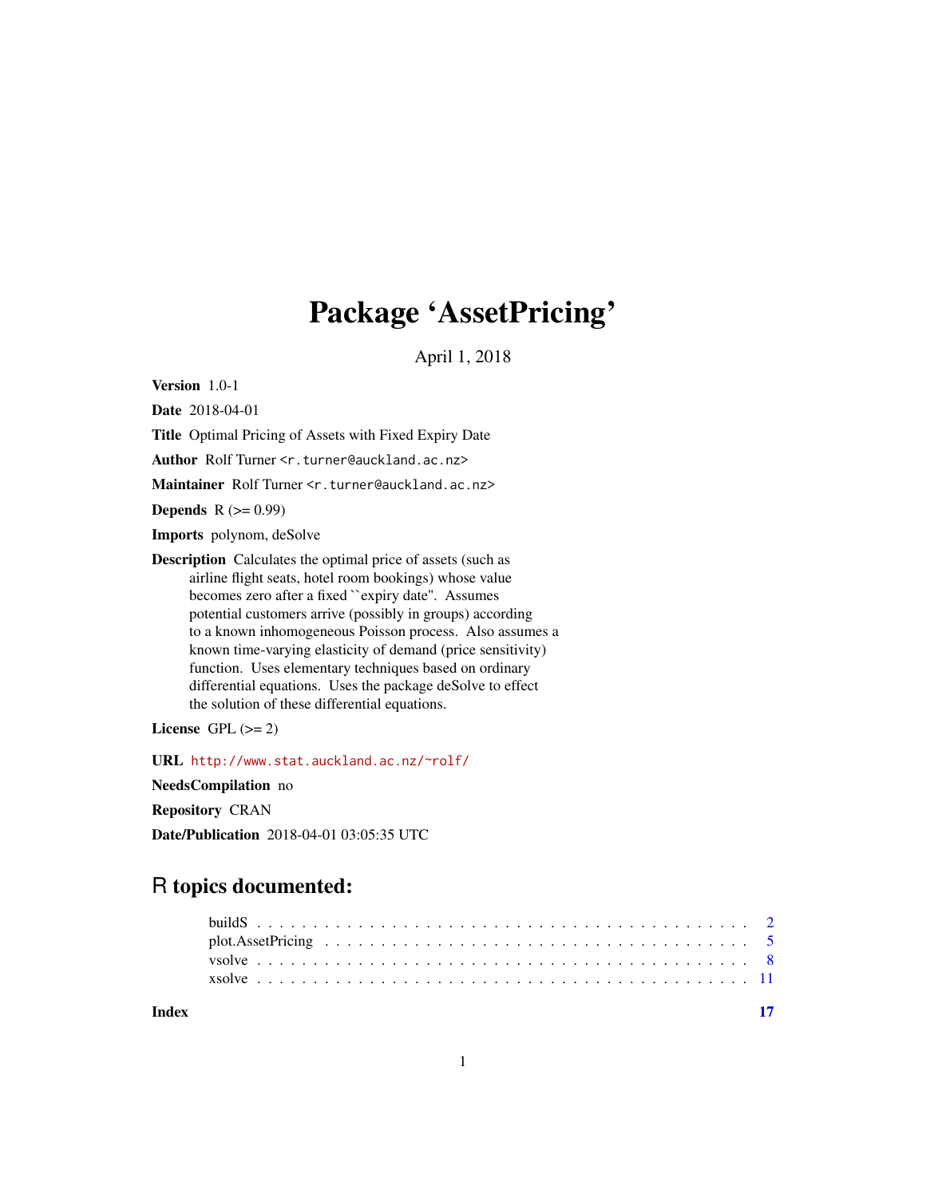# Package 'AssetPricing'

April 1, 2018

**Version** 1.0-1

**Date** 2018-04-01

**Title** Optimal Pricing of Assets with Fixed Expiry Date

**Author** Rolf Turner <r.turner@auckland.ac.nz>

**Maintainer** Rolf Turner <r.turner@auckland.ac.nz>

**Depends** R (>= 0.99)

**Imports** polynom, deSolve

**Description** Calculates the optimal price of assets (such as airline flight seats, hotel room bookings) whose value becomes zero after a fixed ``expiry date''. Assumes potential customers arrive (possibly in groups) according to a known inhomogeneous Poisson process. Also assumes a known time-varying elasticity of demand (price sensitivity) function. Uses elementary techniques based on ordinary differential equations. Uses the package deSolve to effect the solution of these differential equations.

**License** GPL (>= 2)

**URL** http://www.stat.auckland.ac.nz/~rolf/

**NeedsCompilation** no

**Repository** CRAN

**Date/Publication** 2018-04-01 03:05:35 UTC

## R topics documented:

| | |
|---|---|
| buildS | 2 |
| plot.AssetPricing | 5 |
| vsolve | 8 |
| xsolve | 11 |
| **Index** | **17** |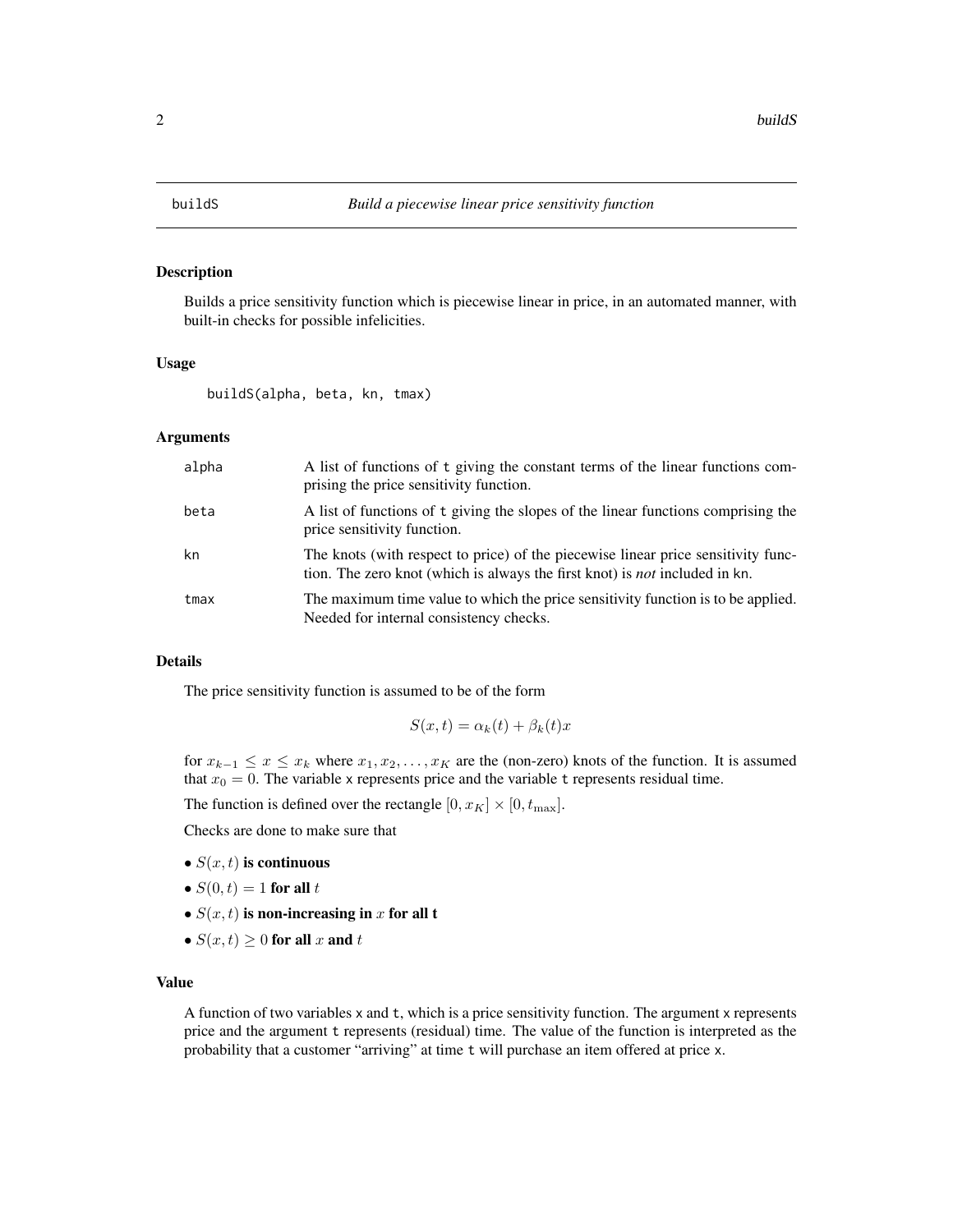# buildS — Build a piecewise linear price sensitivity function

## Description

Builds a price sensitivity function which is piecewise linear in price, in an automated manner, with built-in checks for possible infelicities.

## Usage

```
buildS(alpha, beta, kn, tmax)
```

## Arguments

| | |
|---|---|
| alpha | A list of functions of t giving the constant terms of the linear functions comprising the price sensitivity function. |
| beta | A list of functions of t giving the slopes of the linear functions comprising the price sensitivity function. |
| kn | The knots (with respect to price) of the piecewise linear price sensitivity function. The zero knot (which is always the first knot) is *not* included in kn. |
| tmax | The maximum time value to which the price sensitivity function is to be applied. Needed for internal consistency checks. |

## Details

The price sensitivity function is assumed to be of the form

$$S(x, t) = \alpha_k(t) + \beta_k(t)x$$

for $x_{k-1} \leq x \leq x_k$ where $x_1, x_2, \ldots, x_K$ are the (non-zero) knots of the function. It is assumed that $x_0 = 0$. The variable x represents price and the variable t represents residual time.

The function is defined over the rectangle $[0, x_K] \times [0, t_{\max}]$.

Checks are done to make sure that

- **$S(x, t)$ is continuous**
- **$S(0, t) = 1$ for all $t$**
- **$S(x, t)$ is non-increasing in $x$ for all t**
- **$S(x, t) \geq 0$ for all $x$ and $t$**

## Value

A function of two variables x and t, which is a price sensitivity function. The argument x represents price and the argument t represents (residual) time. The value of the function is interpreted as the probability that a customer "arriving" at time t will purchase an item offered at price x.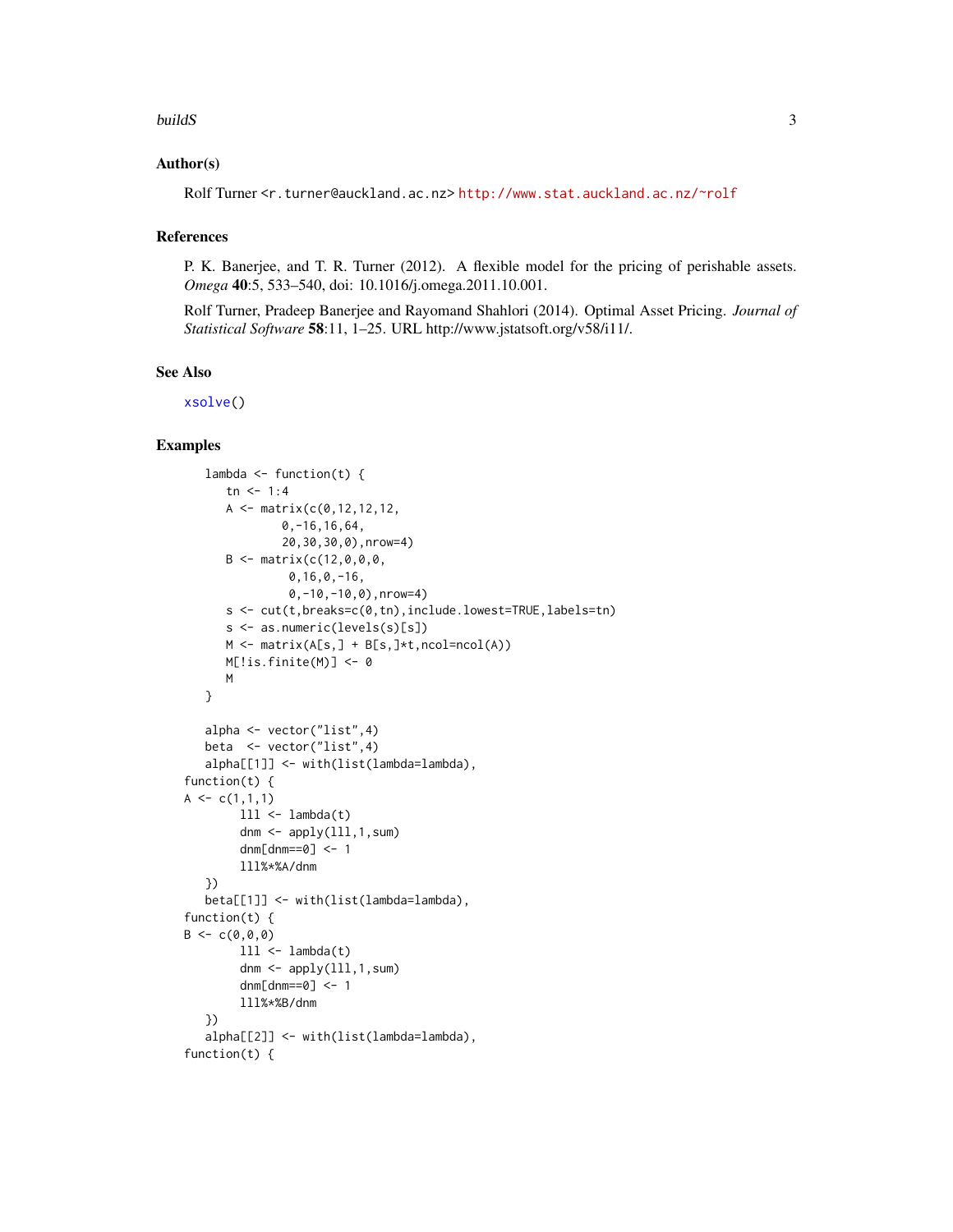### Author(s)

Rolf Turner <r.turner@auckland.ac.nz> http://www.stat.auckland.ac.nz/~rolf

### References

P. K. Banerjee, and T. R. Turner (2012). A flexible model for the pricing of perishable assets. *Omega* **40**:5, 533–540, doi: 10.1016/j.omega.2011.10.001.

Rolf Turner, Pradeep Banerjee and Rayomand Shahlori (2014). Optimal Asset Pricing. *Journal of Statistical Software* **58**:11, 1–25. URL http://www.jstatsoft.org/v58/i11/.

### See Also

xsolve()

### Examples

```
    lambda <- function(t) {
       tn <- 1:4
       A <- matrix(c(0,12,12,12,
               0,-16,16,64,
               20,30,30,0),nrow=4)
       B <- matrix(c(12,0,0,0,
                0,16,0,-16,
                0,-10,-10,0),nrow=4)
       s <- cut(t,breaks=c(0,tn),include.lowest=TRUE,labels=tn)
       s <- as.numeric(levels(s)[s])
       M <- matrix(A[s,] + B[s,]*t,ncol=ncol(A))
       M[!is.finite(M)] <- 0
       M
    }

    alpha <- vector("list",4)
    beta  <- vector("list",4)
    alpha[[1]] <- with(list(lambda=lambda),
 function(t) {
 A <- c(1,1,1)
         lll <- lambda(t)
         dnm <- apply(lll,1,sum)
         dnm[dnm==0] <- 1
         lll%*%A/dnm
    })
    beta[[1]] <- with(list(lambda=lambda),
 function(t) {
 B <- c(0,0,0)
         lll <- lambda(t)
         dnm <- apply(lll,1,sum)
         dnm[dnm==0] <- 1
         lll%*%B/dnm
    })
    alpha[[2]] <- with(list(lambda=lambda),
 function(t) {
```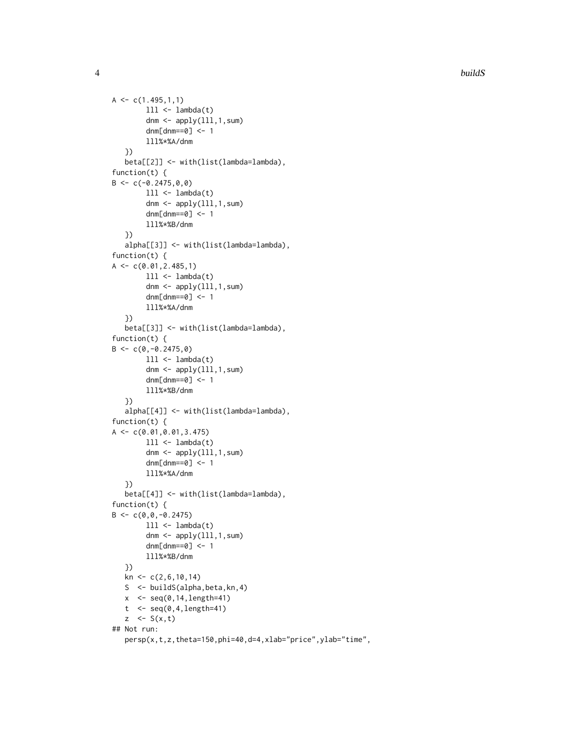```
A <- c(1.495,1,1)
        lll <- lambda(t)
        dnm <- apply(lll,1,sum)
        dnm[dnm==0] <- 1
        lll%*%A/dnm
   })
   beta[[2]] <- with(list(lambda=lambda),
function(t) {
B <- c(-0.2475,0,0)
        lll <- lambda(t)
        dnm <- apply(lll,1,sum)
        dnm[dnm==0] <- 1
        lll%*%B/dnm
   })
   alpha[[3]] <- with(list(lambda=lambda),
function(t) {
A <- c(0.01,2.485,1)
        lll <- lambda(t)
        dnm <- apply(lll,1,sum)
        dnm[dnm==0] <- 1
        lll%*%A/dnm
   })
   beta[[3]] <- with(list(lambda=lambda),
function(t) {
B <- c(0,-0.2475,0)
        lll <- lambda(t)
        dnm <- apply(lll,1,sum)
        dnm[dnm==0] <- 1
        lll%*%B/dnm
   })
   alpha[[4]] <- with(list(lambda=lambda),
function(t) {
A <- c(0.01,0.01,3.475)
        lll <- lambda(t)
        dnm <- apply(lll,1,sum)
        dnm[dnm==0] <- 1
        lll%*%A/dnm
   })
   beta[[4]] <- with(list(lambda=lambda),
function(t) {
B <- c(0,0,-0.2475)
        lll <- lambda(t)
        dnm <- apply(lll,1,sum)
        dnm[dnm==0] <- 1
        lll%*%B/dnm
   })
   kn <- c(2,6,10,14)
   S  <- buildS(alpha,beta,kn,4)
   x  <- seq(0,14,length=41)
   t  <- seq(0,4,length=41)
   z  <- S(x,t)
## Not run:
   persp(x,t,z,theta=150,phi=40,d=4,xlab="price",ylab="time",
```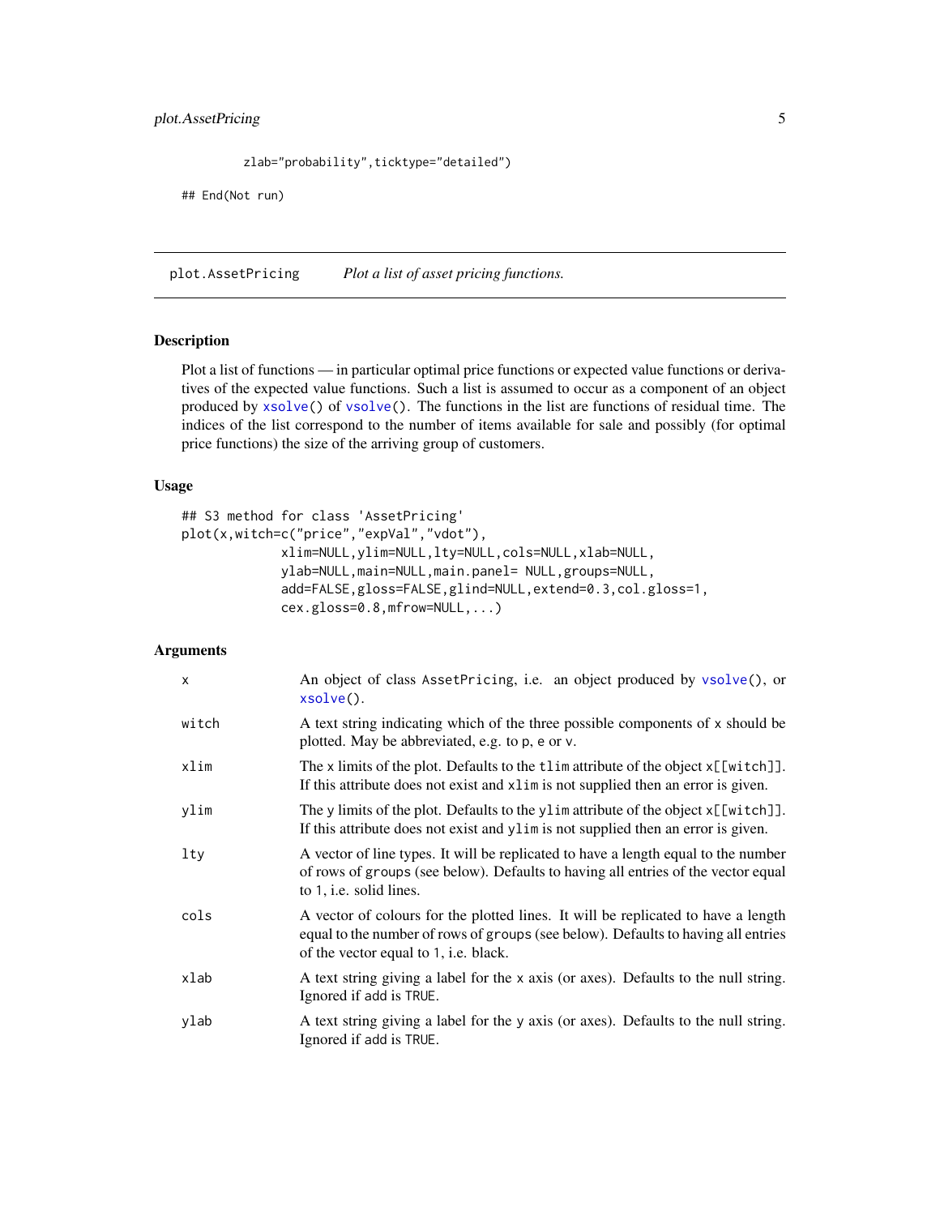```
          zlab="probability",ticktype="detailed")

## End(Not run)
```

## plot.AssetPricing — *Plot a list of asset pricing functions.*

### Description

Plot a list of functions — in particular optimal price functions or expected value functions or derivatives of the expected value functions. Such a list is assumed to occur as a component of an object produced by xsolve() of vsolve(). The functions in the list are functions of residual time. The indices of the list correspond to the number of items available for sale and possibly (for optimal price functions) the size of the arriving group of customers.

### Usage

```
## S3 method for class 'AssetPricing'
plot(x,witch=c("price","expVal","vdot"),
             xlim=NULL,ylim=NULL,lty=NULL,cols=NULL,xlab=NULL,
             ylab=NULL,main=NULL,main.panel= NULL,groups=NULL,
             add=FALSE,gloss=FALSE,glind=NULL,extend=0.3,col.gloss=1,
             cex.gloss=0.8,mfrow=NULL,...)
```

### Arguments

| | |
|---|---|
| x | An object of class AssetPricing, i.e. an object produced by vsolve(), or xsolve(). |
| witch | A text string indicating which of the three possible components of x should be plotted. May be abbreviated, e.g. to p, e or v. |
| xlim | The x limits of the plot. Defaults to the tlim attribute of the object x[[witch]]. If this attribute does not exist and xlim is not supplied then an error is given. |
| ylim | The y limits of the plot. Defaults to the ylim attribute of the object x[[witch]]. If this attribute does not exist and ylim is not supplied then an error is given. |
| lty | A vector of line types. It will be replicated to have a length equal to the number of rows of groups (see below). Defaults to having all entries of the vector equal to 1, i.e. solid lines. |
| cols | A vector of colours for the plotted lines. It will be replicated to have a length equal to the number of rows of groups (see below). Defaults to having all entries of the vector equal to 1, i.e. black. |
| xlab | A text string giving a label for the x axis (or axes). Defaults to the null string. Ignored if add is TRUE. |
| ylab | A text string giving a label for the y axis (or axes). Defaults to the null string. Ignored if add is TRUE. |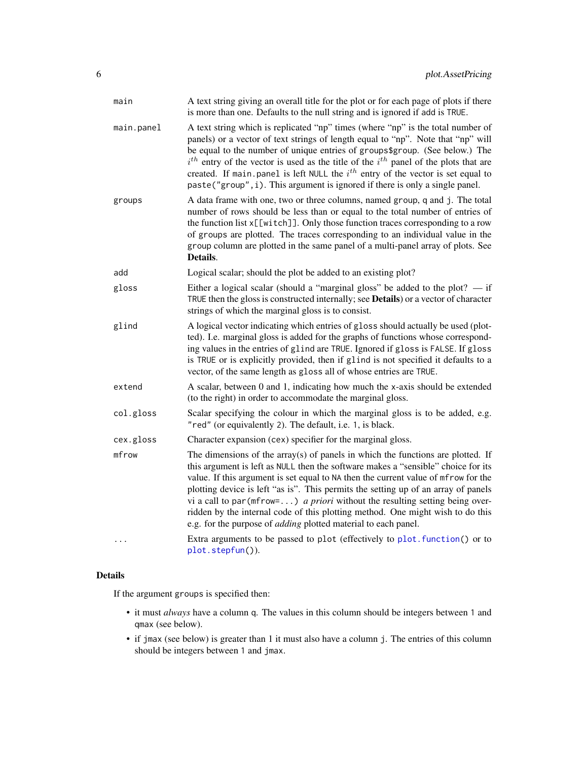main
: A text string giving an overall title for the plot or for each page of plots if there is more than one. Defaults to the null string and is ignored if `add` is `TRUE`.

main.panel
: A text string which is replicated "np" times (where "np" is the total number of panels) or a vector of text strings of length equal to "np". Note that "np" will be equal to the number of unique entries of `groups$group`. (See below.) The $i^{th}$ entry of the vector is used as the title of the $i^{th}$ panel of the plots that are created. If `main.panel` is left `NULL` the $i^{th}$ entry of the vector is set equal to `paste("group",i)`. This argument is ignored if there is only a single panel.

groups
: A data frame with one, two or three columns, named `group`, `q` and `j`. The total number of rows should be less than or equal to the total number of entries of the function list `x[[witch]]`. Only those function traces corresponding to a row of `groups` are plotted. The traces corresponding to an individual value in the `group` column are plotted in the same panel of a multi-panel array of plots. See **Details**.

add
: Logical scalar; should the plot be added to an existing plot?

gloss
: Either a logical scalar (should a "marginal gloss" be added to the plot? — if `TRUE` then the gloss is constructed internally; see **Details**) or a vector of character strings of which the marginal gloss is to consist.

glind
: A logical vector indicating which entries of `gloss` should actually be used (plotted). I.e. marginal gloss is added for the graphs of functions whose corresponding values in the entries of `glind` are `TRUE`. Ignored if `gloss` is `FALSE`. If `gloss` is `TRUE` or is explicitly provided, then if `glind` is not specified it defaults to a vector, of the same length as `gloss` all of whose entries are `TRUE`.

extend
: A scalar, between 0 and 1, indicating how much the x-axis should be extended (to the right) in order to accommodate the marginal gloss.

col.gloss
: Scalar specifying the colour in which the marginal gloss is to be added, e.g. `"red"` (or equivalently `2`). The default, i.e. `1`, is black.

cex.gloss
: Character expansion (`cex`) specifier for the marginal gloss.

mfrow
: The dimensions of the array(s) of panels in which the functions are plotted. If this argument is left as `NULL` then the software makes a "sensible" choice for its value. If this argument is set equal to `NA` then the current value of `mfrow` for the plotting device is left "as is". This permits the setting up of an array of panels vi a call to `par(mfrow=...)` *a priori* without the resulting setting being overridden by the internal code of this plotting method. One might wish to do this e.g. for the purpose of *adding* plotted material to each panel.

...
: Extra arguments to be passed to `plot` (effectively to `plot.function()` or to `plot.stepfun()`).

## Details

If the argument `groups` is specified then:

- it must *always* have a column `q`. The values in this column should be integers between `1` and `qmax` (see below).
- if `jmax` (see below) is greater than 1 it must also have a column `j`. The entries of this column should be integers between `1` and `jmax`.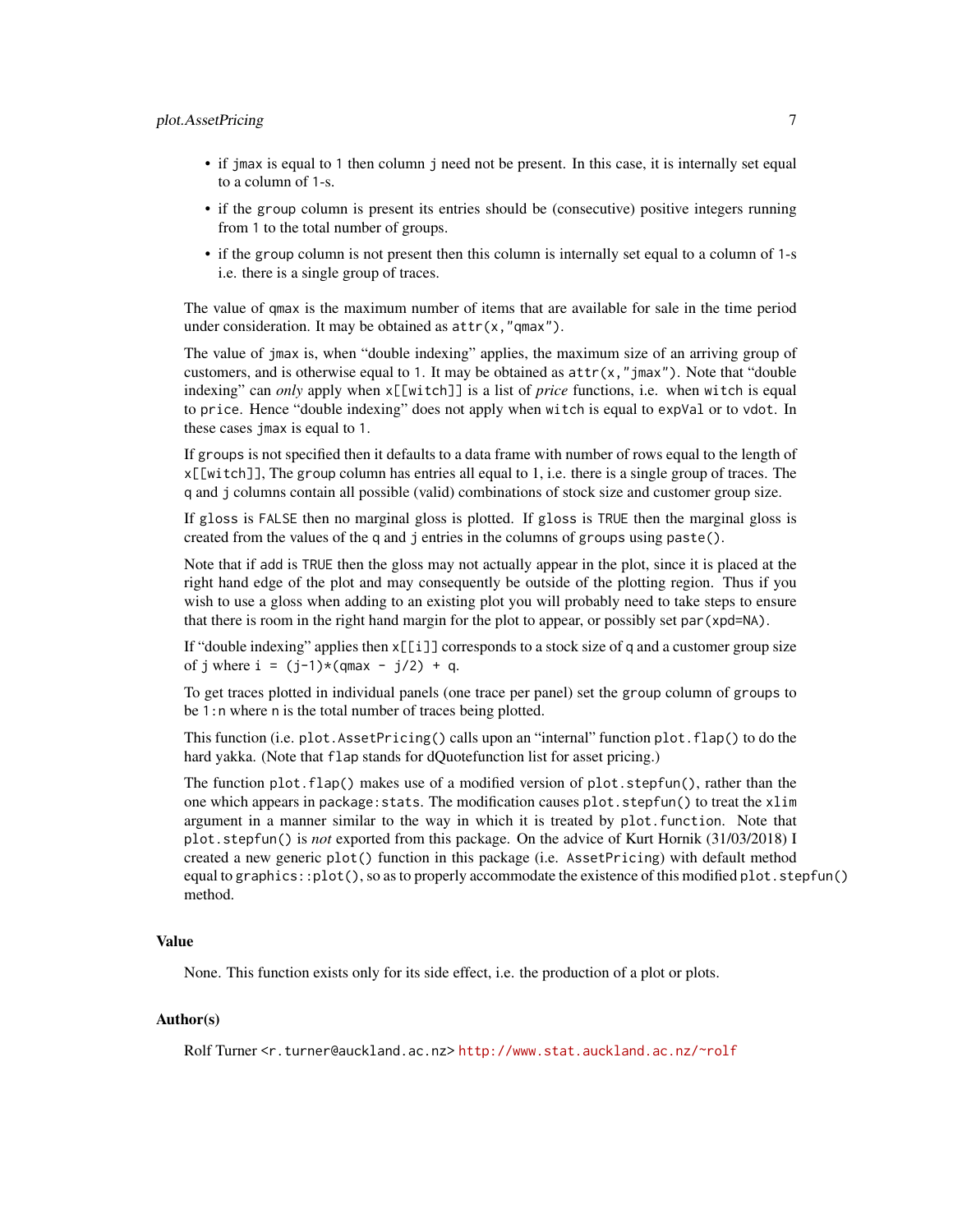- if `jmax` is equal to `1` then column `j` need not be present. In this case, it is internally set equal to a column of `1`-s.
- if the `group` column is present its entries should be (consecutive) positive integers running from `1` to the total number of groups.
- if the `group` column is not present then this column is internally set equal to a column of `1`-s i.e. there is a single group of traces.

The value of `qmax` is the maximum number of items that are available for sale in the time period under consideration. It may be obtained as `attr(x,"qmax")`.

The value of `jmax` is, when "double indexing" applies, the maximum size of an arriving group of customers, and is otherwise equal to `1`. It may be obtained as `attr(x,"jmax")`. Note that "double indexing" can *only* apply when `x[[witch]]` is a list of *price* functions, i.e. when `witch` is equal to `price`. Hence "double indexing" does not apply when `witch` is equal to `expVal` or to `vdot`. In these cases `jmax` is equal to `1`.

If `groups` is not specified then it defaults to a data frame with number of rows equal to the length of `x[[witch]]`, The `group` column has entries all equal to 1, i.e. there is a single group of traces. The `q` and `j` columns contain all possible (valid) combinations of stock size and customer group size.

If `gloss` is `FALSE` then no marginal gloss is plotted. If `gloss` is `TRUE` then the marginal gloss is created from the values of the `q` and `j` entries in the columns of `groups` using `paste()`.

Note that if `add` is `TRUE` then the gloss may not actually appear in the plot, since it is placed at the right hand edge of the plot and may consequently be outside of the plotting region. Thus if you wish to use a gloss when adding to an existing plot you will probably need to take steps to ensure that there is room in the right hand margin for the plot to appear, or possibly set `par(xpd=NA)`.

If "double indexing" applies then `x[[i]]` corresponds to a stock size of `q` and a customer group size of `j` where `i = (j-1)*(qmax - j/2) + q`.

To get traces plotted in individual panels (one trace per panel) set the `group` column of `groups` to be `1:n` where `n` is the total number of traces being plotted.

This function (i.e. `plot.AssetPricing()` calls upon an "internal" function `plot.flap()` to do the hard yakka. (Note that `flap` stands for dQuotefunction list for asset pricing.)

The function `plot.flap()` makes use of a modified version of `plot.stepfun()`, rather than the one which appears in `package:stats`. The modification causes `plot.stepfun()` to treat the `xlim` argument in a manner similar to the way in which it is treated by `plot.function`. Note that `plot.stepfun()` is *not* exported from this package. On the advice of Kurt Hornik (31/03/2018) I created a new generic `plot()` function in this package (i.e. `AssetPricing`) with default method equal to `graphics::plot()`, so as to properly accommodate the existence of this modified `plot.stepfun()` method.

### Value

None. This function exists only for its side effect, i.e. the production of a plot or plots.

### Author(s)

Rolf Turner <r.turner@auckland.ac.nz> http://www.stat.auckland.ac.nz/~rolf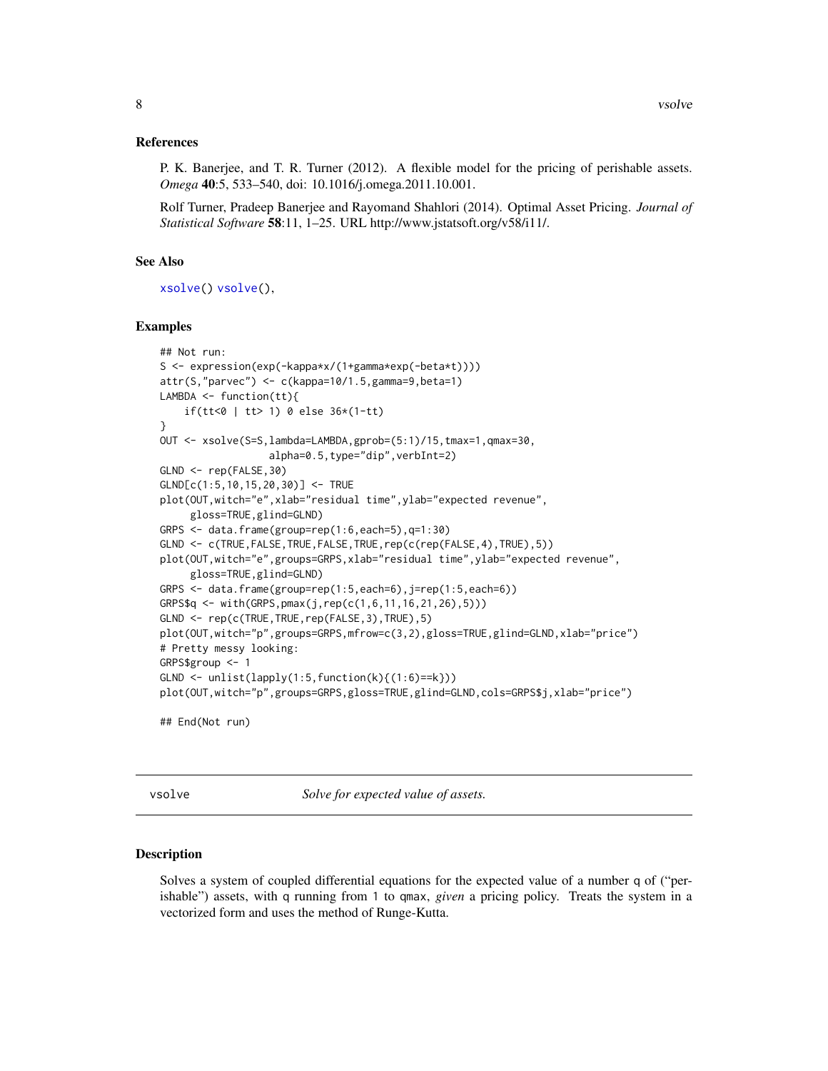### References

P. K. Banerjee, and T. R. Turner (2012). A flexible model for the pricing of perishable assets. *Omega* **40**:5, 533–540, doi: 10.1016/j.omega.2011.10.001.

Rolf Turner, Pradeep Banerjee and Rayomand Shahlori (2014). Optimal Asset Pricing. *Journal of Statistical Software* **58**:11, 1–25. URL http://www.jstatsoft.org/v58/i11/.

### See Also

`xsolve()` `vsolve()`,

### Examples

```
## Not run:
S <- expression(exp(-kappa*x/(1+gamma*exp(-beta*t))))
attr(S,"parvec") <- c(kappa=10/1.5,gamma=9,beta=1)
LAMBDA <- function(tt){
    if(tt<0 | tt> 1) 0 else 36*(1-tt)
}
OUT <- xsolve(S=S,lambda=LAMBDA,gprob=(5:1)/15,tmax=1,qmax=30,
                  alpha=0.5,type="dip",verbInt=2)
GLND <- rep(FALSE,30)
GLND[c(1:5,10,15,20,30)] <- TRUE
plot(OUT,witch="e",xlab="residual time",ylab="expected revenue",
     gloss=TRUE,glind=GLND)
GRPS <- data.frame(group=rep(1:6,each=5),q=1:30)
GLND <- c(TRUE,FALSE,TRUE,FALSE,TRUE,rep(c(rep(FALSE,4),TRUE),5))
plot(OUT,witch="e",groups=GRPS,xlab="residual time",ylab="expected revenue",
     gloss=TRUE,glind=GLND)
GRPS <- data.frame(group=rep(1:5,each=6),j=rep(1:5,each=6))
GRPS$q <- with(GRPS,pmax(j,rep(c(1,6,11,16,21,26),5)))
GLND <- rep(c(TRUE,TRUE,rep(FALSE,3),TRUE),5)
plot(OUT,witch="p",groups=GRPS,mfrow=c(3,2),gloss=TRUE,glind=GLND,xlab="price")
# Pretty messy looking:
GRPS$group <- 1
GLND <- unlist(lapply(1:5,function(k){(1:6)==k}))
plot(OUT,witch="p",groups=GRPS,gloss=TRUE,glind=GLND,cols=GRPS$j,xlab="price")

## End(Not run)
```

---

## vsolve — *Solve for expected value of assets.*

---

### Description

Solves a system of coupled differential equations for the expected value of a number q of ("perishable") assets, with q running from 1 to qmax, *given* a pricing policy. Treats the system in a vectorized form and uses the method of Runge-Kutta.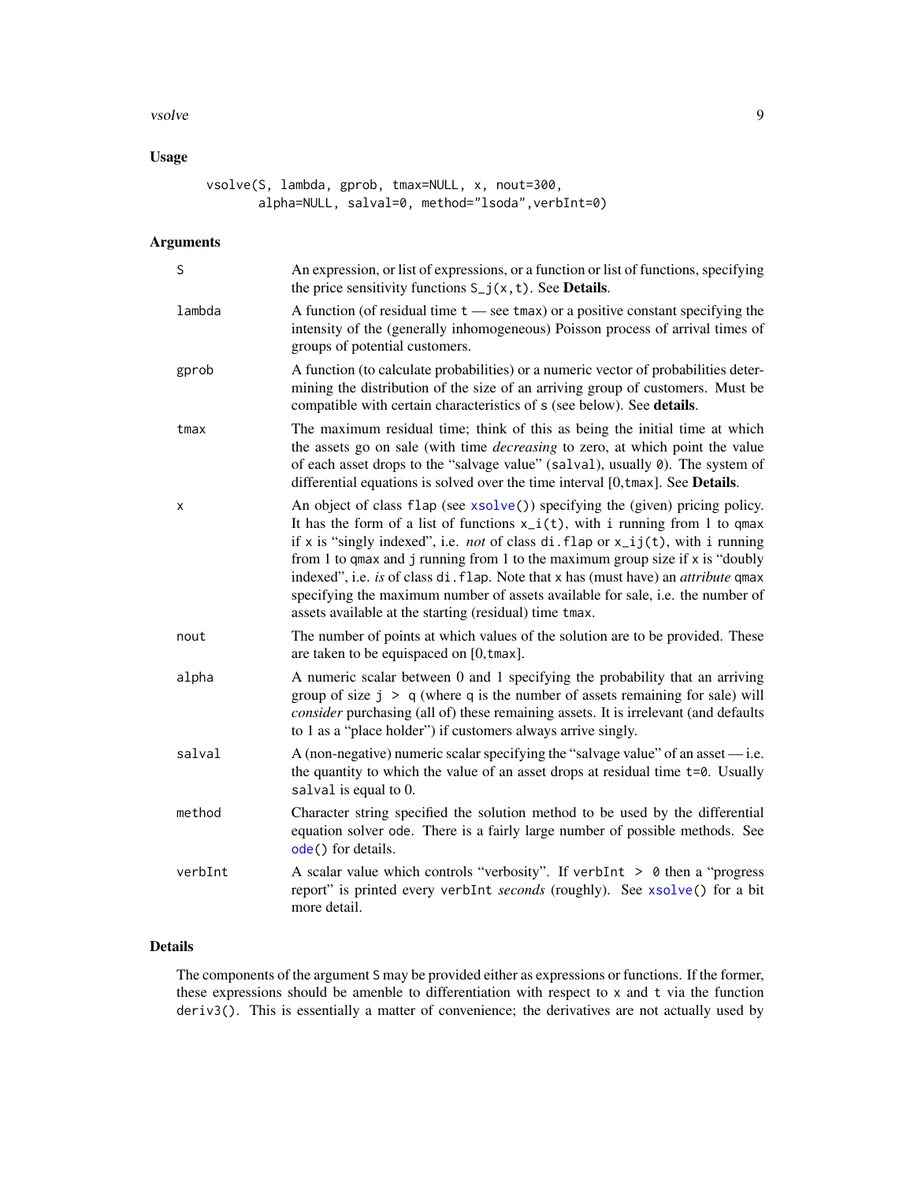## Usage

```
vsolve(S, lambda, gprob, tmax=NULL, x, nout=300,
       alpha=NULL, salval=0, method="lsoda",verbInt=0)
```

## Arguments

| | |
|---|---|
| `S` | An expression, or list of expressions, or a function or list of functions, specifying the price sensitivity functions `S_j(x,t)`. See **Details**. |
| `lambda` | A function (of residual time `t` — see `tmax`) or a positive constant specifying the intensity of the (generally inhomogeneous) Poisson process of arrival times of groups of potential customers. |
| `gprob` | A function (to calculate probabilities) or a numeric vector of probabilities determining the distribution of the size of an arriving group of customers. Must be compatible with certain characteristics of `s` (see below). See **details**. |
| `tmax` | The maximum residual time; think of this as being the initial time at which the assets go on sale (with time *decreasing* to zero, at which point the value of each asset drops to the "salvage value" (`salval`), usually `0`). The system of differential equations is solved over the time interval [0,`tmax`]. See **Details**. |
| `x` | An object of class `flap` (see `xsolve()`) specifying the (given) pricing policy. It has the form of a list of functions `x_i(t)`, with i running from 1 to `qmax` if `x` is "singly indexed", i.e. *not* of class `di.flap` or `x_ij(t)`, with i running from 1 to `qmax` and j running from 1 to the maximum group size if `x` is "doubly indexed", i.e. *is* of class `di.flap`. Note that `x` has (must have) an *attribute* `qmax` specifying the maximum number of assets available for sale, i.e. the number of assets available at the starting (residual) time `tmax`. |
| `nout` | The number of points at which values of the solution are to be provided. These are taken to be equispaced on [0,`tmax`]. |
| `alpha` | A numeric scalar between 0 and 1 specifying the probability that an arriving group of size `j > q` (where `q` is the number of assets remaining for sale) will *consider* purchasing (all of) these remaining assets. It is irrelevant (and defaults to 1 as a "place holder") if customers always arrive singly. |
| `salval` | A (non-negative) numeric scalar specifying the "salvage value" of an asset — i.e. the quantity to which the value of an asset drops at residual time `t=0`. Usually `salval` is equal to 0. |
| `method` | Character string specified the solution method to be used by the differential equation solver `ode`. There is a fairly large number of possible methods. See `ode()` for details. |
| `verbInt` | A scalar value which controls "verbosity". If `verbInt > 0` then a "progress report" is printed every `verbInt` *seconds* (roughly). See `xsolve()` for a bit more detail. |

## Details

The components of the argument `S` may be provided either as expressions or functions. If the former, these expressions should be amenble to differentiation with respect to `x` and `t` via the function `deriv3()`. This is essentially a matter of convenience; the derivatives are not actually used by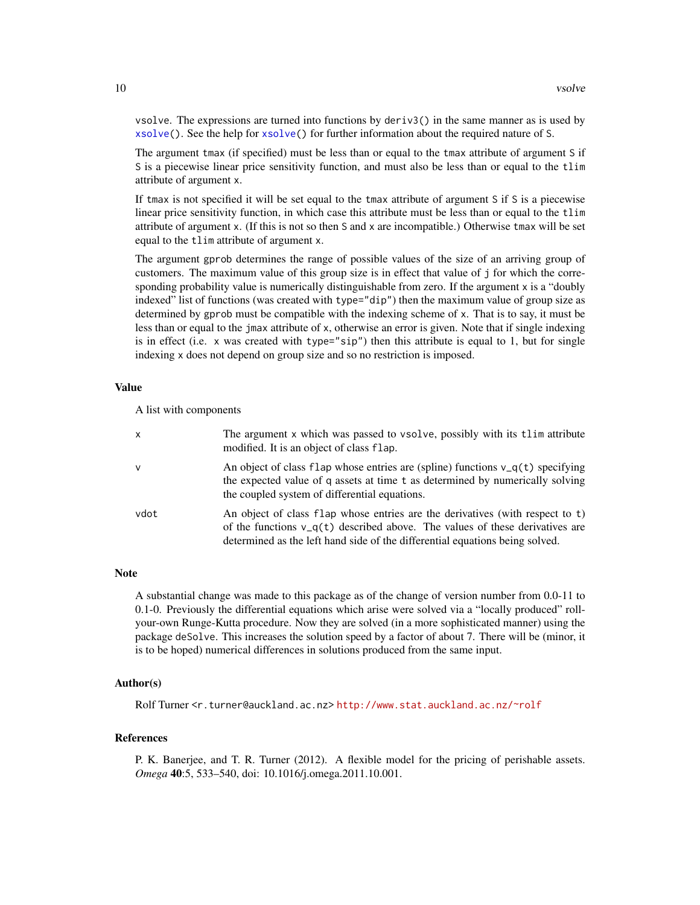vsolve. The expressions are turned into functions by deriv3() in the same manner as is used by xsolve(). See the help for xsolve() for further information about the required nature of S.

The argument tmax (if specified) must be less than or equal to the tmax attribute of argument S if S is a piecewise linear price sensitivity function, and must also be less than or equal to the tlim attribute of argument x.

If tmax is not specified it will be set equal to the tmax attribute of argument S if S is a piecewise linear price sensitivity function, in which case this attribute must be less than or equal to the tlim attribute of argument x. (If this is not so then S and x are incompatible.) Otherwise tmax will be set equal to the tlim attribute of argument x.

The argument gprob determines the range of possible values of the size of an arriving group of customers. The maximum value of this group size is in effect that value of j for which the corresponding probability value is numerically distinguishable from zero. If the argument x is a "doubly indexed" list of functions (was created with type="dip") then the maximum value of group size as determined by gprob must be compatible with the indexing scheme of x. That is to say, it must be less than or equal to the jmax attribute of x, otherwise an error is given. Note that if single indexing is in effect (i.e. x was created with type="sip") then this attribute is equal to 1, but for single indexing x does not depend on group size and so no restriction is imposed.

## Value

A list with components

| | |
|---|---|
| x | The argument x which was passed to vsolve, possibly with its tlim attribute modified. It is an object of class flap. |
| v | An object of class flap whose entries are (spline) functions v_q(t) specifying the expected value of q assets at time t as determined by numerically solving the coupled system of differential equations. |
| vdot | An object of class flap whose entries are the derivatives (with respect to t) of the functions v_q(t) described above. The values of these derivatives are determined as the left hand side of the differential equations being solved. |

## Note

A substantial change was made to this package as of the change of version number from 0.0-11 to 0.1-0. Previously the differential equations which arise were solved via a "locally produced" roll-your-own Runge-Kutta procedure. Now they are solved (in a more sophisticated manner) using the package deSolve. This increases the solution speed by a factor of about 7. There will be (minor, it is to be hoped) numerical differences in solutions produced from the same input.

## Author(s)

Rolf Turner <r.turner@auckland.ac.nz> http://www.stat.auckland.ac.nz/~rolf

## References

P. K. Banerjee, and T. R. Turner (2012). A flexible model for the pricing of perishable assets. *Omega* **40**:5, 533–540, doi: 10.1016/j.omega.2011.10.001.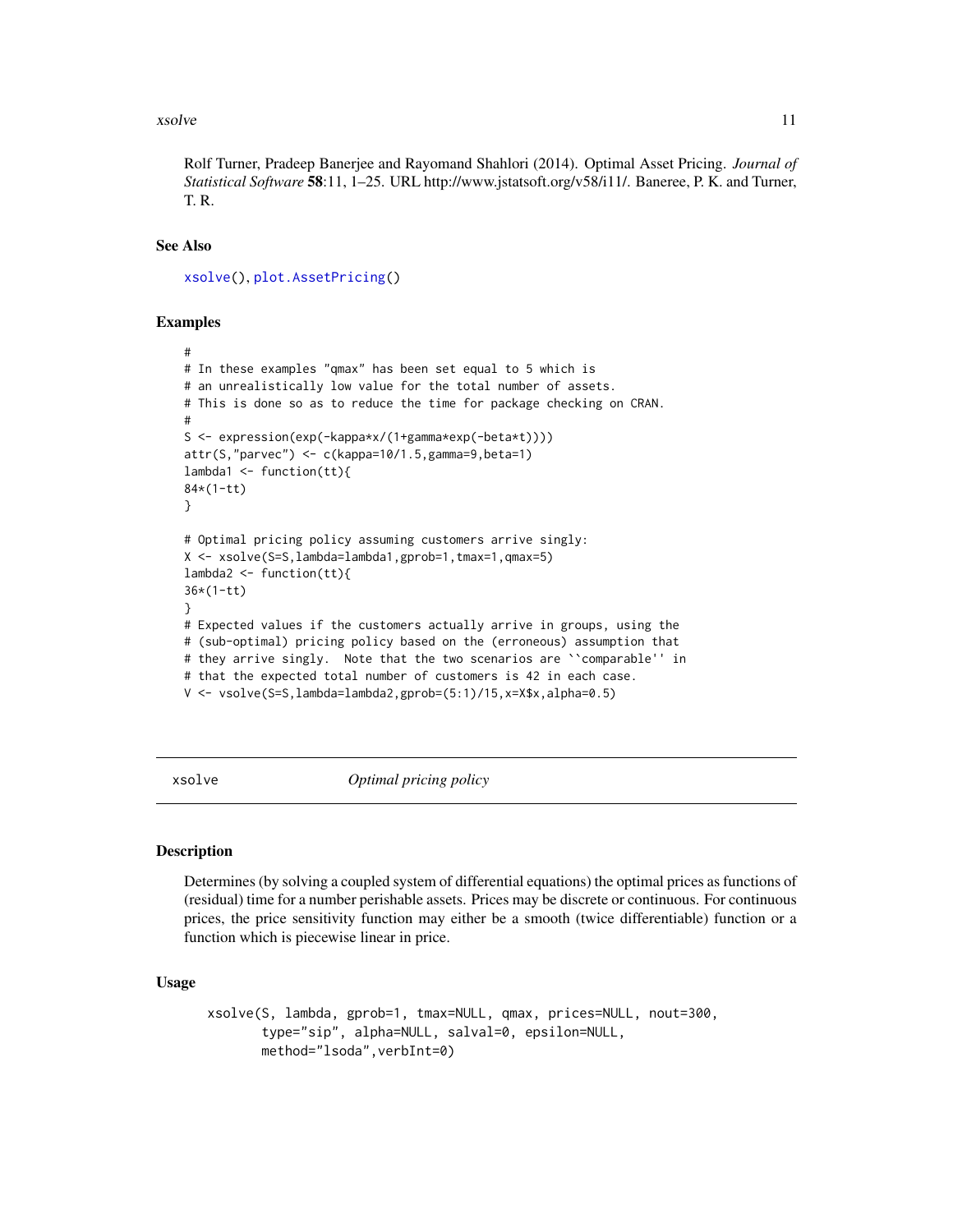Rolf Turner, Pradeep Banerjee and Rayomand Shahlori (2014). Optimal Asset Pricing. *Journal of Statistical Software* **58**:11, 1–25. URL http://www.jstatsoft.org/v58/i11/. Baneree, P. K. and Turner, T. R.

### See Also

`xsolve()`, `plot.AssetPricing()`

### Examples

```
#
# In these examples "qmax" has been set equal to 5 which is
# an unrealistically low value for the total number of assets.
# This is done so as to reduce the time for package checking on CRAN.
#
S <- expression(exp(-kappa*x/(1+gamma*exp(-beta*t))))
attr(S,"parvec") <- c(kappa=10/1.5,gamma=9,beta=1)
lambda1 <- function(tt){
84*(1-tt)
}

# Optimal pricing policy assuming customers arrive singly:
X <- xsolve(S=S,lambda=lambda1,gprob=1,tmax=1,qmax=5)
lambda2 <- function(tt){
36*(1-tt)
}
# Expected values if the customers actually arrive in groups, using the
# (sub-optimal) pricing policy based on the (erroneous) assumption that
# they arrive singly.  Note that the two scenarios are ``comparable'' in
# that the expected total number of customers is 42 in each case.
V <- vsolve(S=S,lambda=lambda2,gprob=(5:1)/15,x=X$x,alpha=0.5)
```

---

## xsolve — *Optimal pricing policy*

---

### Description

Determines (by solving a coupled system of differential equations) the optimal prices as functions of (residual) time for a number perishable assets. Prices may be discrete or continuous. For continuous prices, the price sensitivity function may either be a smooth (twice differentiable) function or a function which is piecewise linear in price.

### Usage

```
xsolve(S, lambda, gprob=1, tmax=NULL, qmax, prices=NULL, nout=300,
       type="sip", alpha=NULL, salval=0, epsilon=NULL,
       method="lsoda",verbInt=0)
```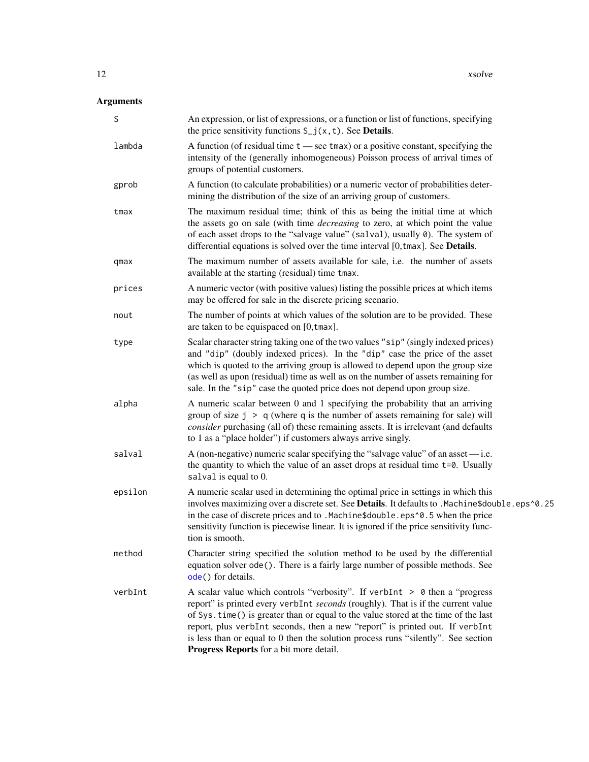## Arguments

**S**
: An expression, or list of expressions, or a function or list of functions, specifying the price sensitivity functions `S_j(x,t)`. See **Details**.

**lambda**
: A function (of residual time `t` — see `tmax`) or a positive constant, specifying the intensity of the (generally inhomogeneous) Poisson process of arrival times of groups of potential customers.

**gprob**
: A function (to calculate probabilities) or a numeric vector of probabilities determining the distribution of the size of an arriving group of customers.

**tmax**
: The maximum residual time; think of this as being the initial time at which the assets go on sale (with time *decreasing* to zero, at which point the value of each asset drops to the "salvage value" (`salval`), usually `0`). The system of differential equations is solved over the time interval [0,`tmax`]. See **Details**.

**qmax**
: The maximum number of assets available for sale, i.e. the number of assets available at the starting (residual) time `tmax`.

**prices**
: A numeric vector (with positive values) listing the possible prices at which items may be offered for sale in the discrete pricing scenario.

**nout**
: The number of points at which values of the solution are to be provided. These are taken to be equispaced on [0,`tmax`].

**type**
: Scalar character string taking one of the two values `"sip"` (singly indexed prices) and `"dip"` (doubly indexed prices). In the `"dip"` case the price of the asset which is quoted to the arriving group is allowed to depend upon the group size (as well as upon (residual) time as well as on the number of assets remaining for sale. In the `"sip"` case the quoted price does not depend upon group size.

**alpha**
: A numeric scalar between 0 and 1 specifying the probability that an arriving group of size `j > q` (where `q` is the number of assets remaining for sale) will *consider* purchasing (all of) these remaining assets. It is irrelevant (and defaults to 1 as a "place holder") if customers always arrive singly.

**salval**
: A (non-negative) numeric scalar specifying the "salvage value" of an asset — i.e. the quantity to which the value of an asset drops at residual time `t=0`. Usually `salval` is equal to 0.

**epsilon**
: A numeric scalar used in determining the optimal price in settings in which this involves maximizing over a discrete set. See **Details**. It defaults to `.Machine$double.eps^0.25` in the case of discrete prices and to `.Machine$double.eps^0.5` when the price sensitivity function is piecewise linear. It is ignored if the price sensitivity function is smooth.

**method**
: Character string specified the solution method to be used by the differential equation solver `ode()`. There is a fairly large number of possible methods. See `ode()` for details.

**verbInt**
: A scalar value which controls "verbosity". If `verbInt > 0` then a "progress report" is printed every `verbInt` *seconds* (roughly). That is if the current value of `Sys.time()` is greater than or equal to the value stored at the time of the last report, plus `verbInt` seconds, then a new "report" is printed out. If `verbInt` is less than or equal to 0 then the solution process runs "silently". See section **Progress Reports** for a bit more detail.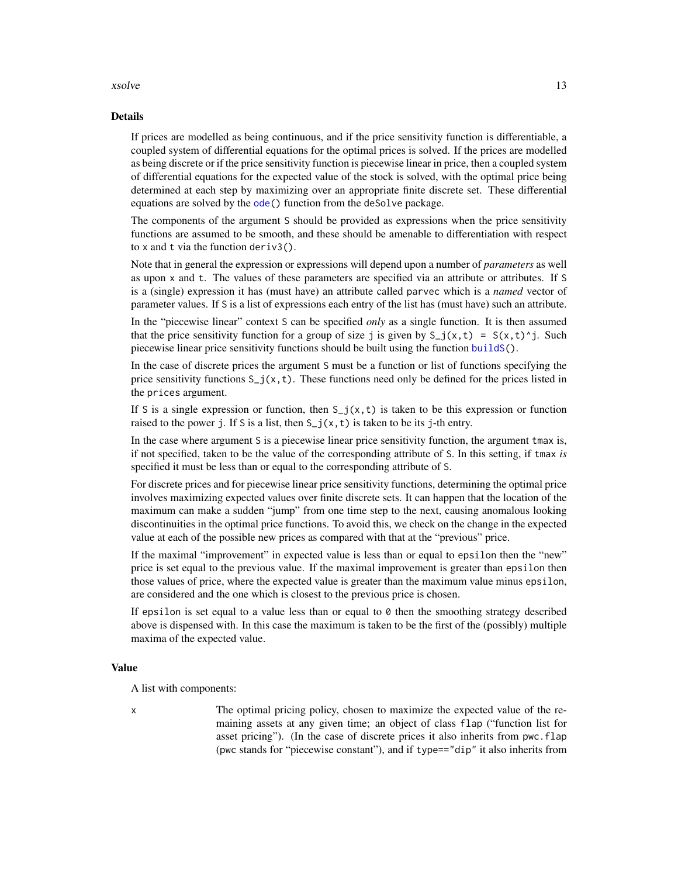## Details

If prices are modelled as being continuous, and if the price sensitivity function is differentiable, a coupled system of differential equations for the optimal prices is solved. If the prices are modelled as being discrete or if the price sensitivity function is piecewise linear in price, then a coupled system of differential equations for the expected value of the stock is solved, with the optimal price being determined at each step by maximizing over an appropriate finite discrete set. These differential equations are solved by the `ode()` function from the `deSolve` package.

The components of the argument `S` should be provided as expressions when the price sensitivity functions are assumed to be smooth, and these should be amenable to differentiation with respect to `x` and `t` via the function `deriv3()`.

Note that in general the expression or expressions will depend upon a number of *parameters* as well as upon `x` and `t`. The values of these parameters are specified via an attribute or attributes. If `S` is a (single) expression it has (must have) an attribute called `parvec` which is a *named* vector of parameter values. If `S` is a list of expressions each entry of the list has (must have) such an attribute.

In the "piecewise linear" context `S` can be specified *only* as a single function. It is then assumed that the price sensitivity function for a group of size `j` is given by `S_j(x,t) = S(x,t)^j`. Such piecewise linear price sensitivity functions should be built using the function `buildS()`.

In the case of discrete prices the argument `S` must be a function or list of functions specifying the price sensitivity functions `S_j(x,t)`. These functions need only be defined for the prices listed in the `prices` argument.

If `S` is a single expression or function, then `S_j(x,t)` is taken to be this expression or function raised to the power `j`. If `S` is a list, then `S_j(x,t)` is taken to be its `j`-th entry.

In the case where argument `S` is a piecewise linear price sensitivity function, the argument `tmax` is, if not specified, taken to be the value of the corresponding attribute of `S`. In this setting, if `tmax` *is* specified it must be less than or equal to the corresponding attribute of `S`.

For discrete prices and for piecewise linear price sensitivity functions, determining the optimal price involves maximizing expected values over finite discrete sets. It can happen that the location of the maximum can make a sudden "jump" from one time step to the next, causing anomalous looking discontinuities in the optimal price functions. To avoid this, we check on the change in the expected value at each of the possible new prices as compared with that at the "previous" price.

If the maximal "improvement" in expected value is less than or equal to `epsilon` then the "new" price is set equal to the previous value. If the maximal improvement is greater than `epsilon` then those values of price, where the expected value is greater than the maximum value minus `epsilon`, are considered and the one which is closest to the previous price is chosen.

If `epsilon` is set equal to a value less than or equal to `0` then the smoothing strategy described above is dispensed with. In this case the maximum is taken to be the first of the (possibly) multiple maxima of the expected value.

## Value

A list with components:

`x` The optimal pricing policy, chosen to maximize the expected value of the remaining assets at any given time; an object of class `flap` ("function list for asset pricing"). (In the case of discrete prices it also inherits from `pwc.flap` (pwc stands for "piecewise constant"), and if `type=="dip"` it also inherits from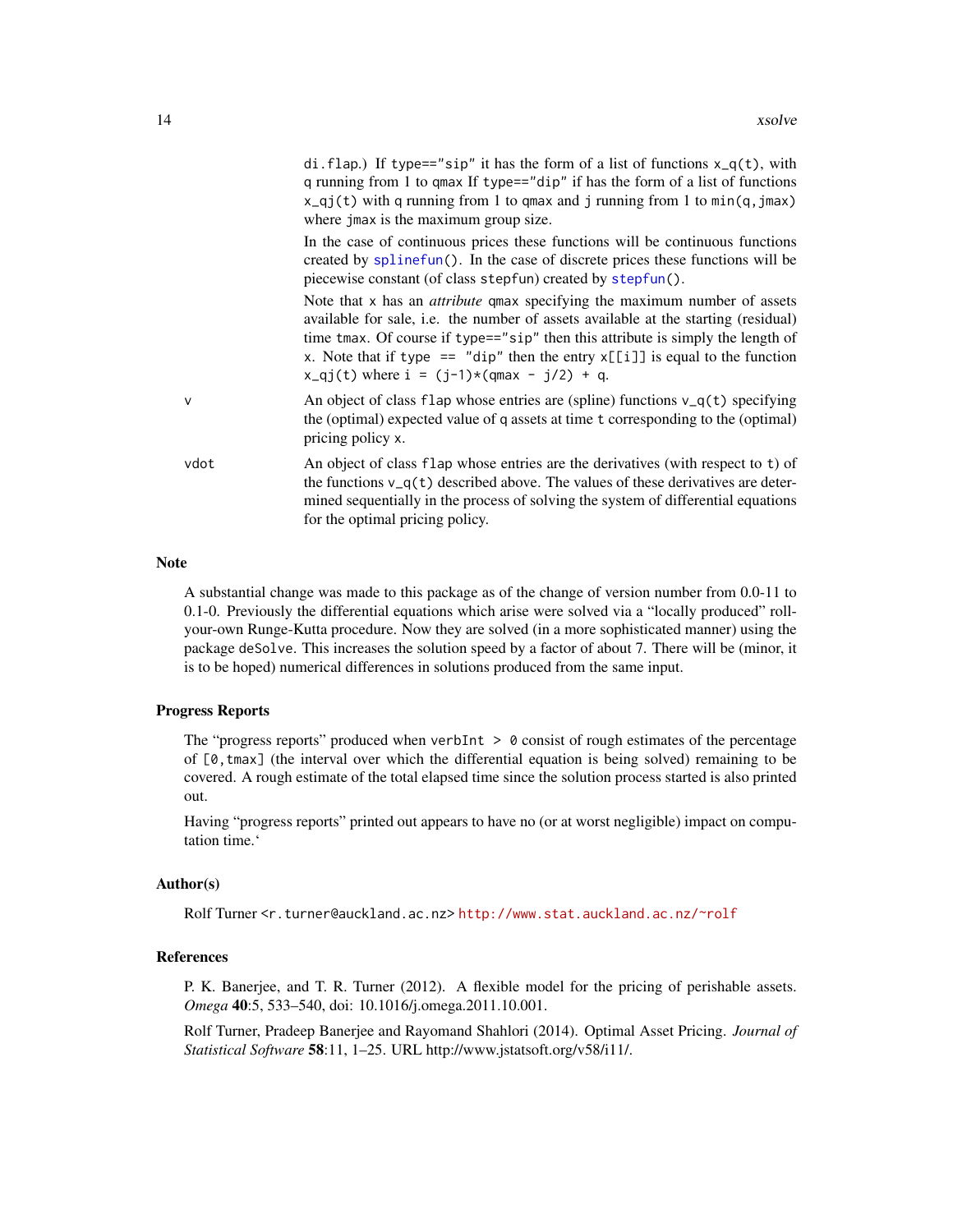di.flap.) If type=="sip" it has the form of a list of functions x_q(t), with q running from 1 to qmax If type=="dip" if has the form of a list of functions x_qj(t) with q running from 1 to qmax and j running from 1 to min(q,jmax) where jmax is the maximum group size.

In the case of continuous prices these functions will be continuous functions created by splinefun(). In the case of discrete prices these functions will be piecewise constant (of class stepfun) created by stepfun().

Note that x has an *attribute* qmax specifying the maximum number of assets available for sale, i.e. the number of assets available at the starting (residual) time tmax. Of course if type=="sip" then this attribute is simply the length of x. Note that if type == "dip" then the entry x[[i]] is equal to the function x_qj(t) where i = (j-1)*(qmax - j/2) + q.

v
: An object of class flap whose entries are (spline) functions v_q(t) specifying the (optimal) expected value of q assets at time t corresponding to the (optimal) pricing policy x.

vdot
: An object of class flap whose entries are the derivatives (with respect to t) of the functions v_q(t) described above. The values of these derivatives are determined sequentially in the process of solving the system of differential equations for the optimal pricing policy.

## Note

A substantial change was made to this package as of the change of version number from 0.0-11 to 0.1-0. Previously the differential equations which arise were solved via a "locally produced" roll-your-own Runge-Kutta procedure. Now they are solved (in a more sophisticated manner) using the package deSolve. This increases the solution speed by a factor of about 7. There will be (minor, it is to be hoped) numerical differences in solutions produced from the same input.

## Progress Reports

The "progress reports" produced when verbInt > 0 consist of rough estimates of the percentage of [0,tmax] (the interval over which the differential equation is being solved) remaining to be covered. A rough estimate of the total elapsed time since the solution process started is also printed out.

Having "progress reports" printed out appears to have no (or at worst negligible) impact on computation time.'

## Author(s)

Rolf Turner <r.turner@auckland.ac.nz> http://www.stat.auckland.ac.nz/~rolf

## References

P. K. Banerjee, and T. R. Turner (2012). A flexible model for the pricing of perishable assets. *Omega* **40**:5, 533–540, doi: 10.1016/j.omega.2011.10.001.

Rolf Turner, Pradeep Banerjee and Rayomand Shahlori (2014). Optimal Asset Pricing. *Journal of Statistical Software* **58**:11, 1–25. URL http://www.jstatsoft.org/v58/i11/.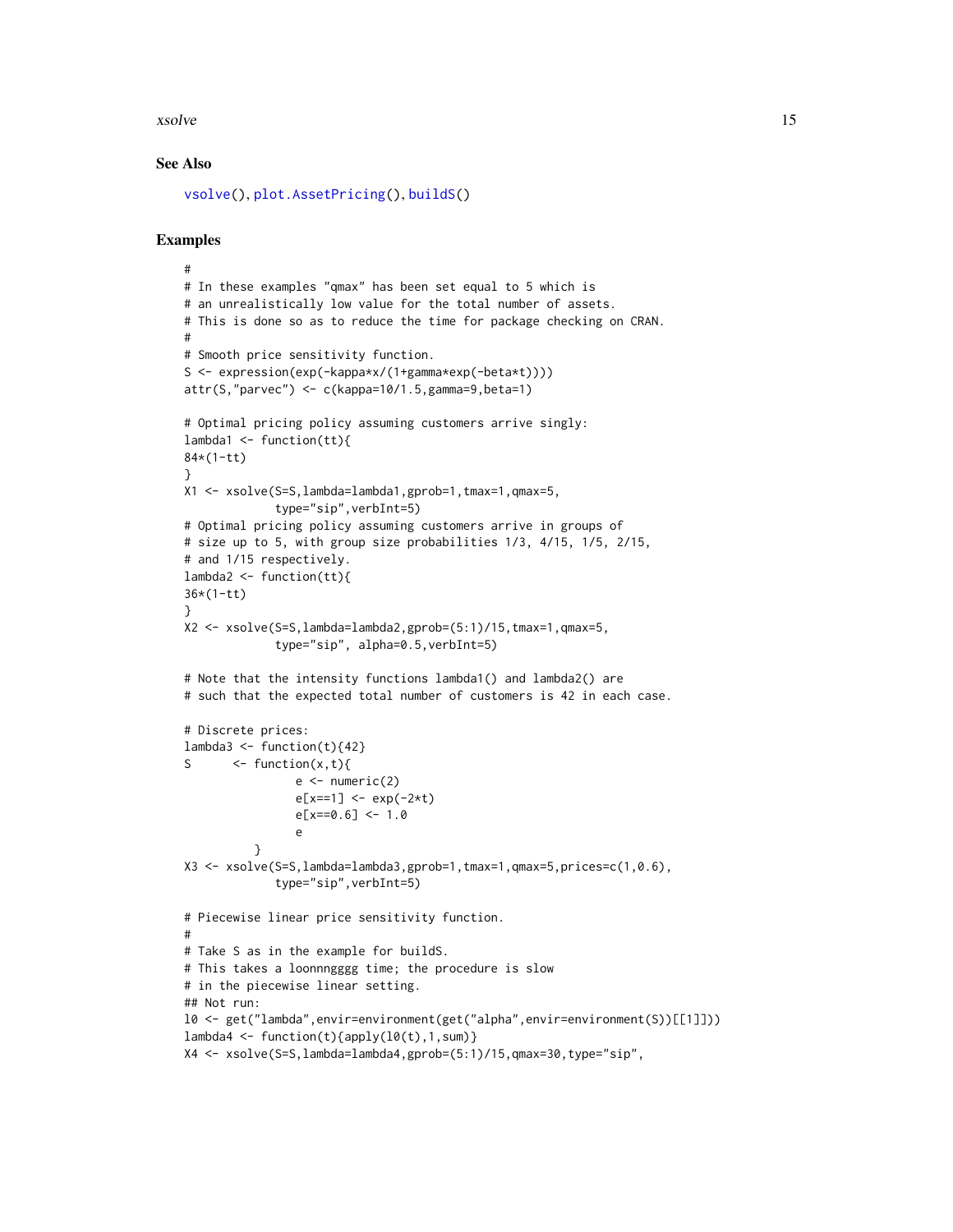### See Also

vsolve(), plot.AssetPricing(), buildS()

### Examples

```
#
# In these examples "qmax" has been set equal to 5 which is
# an unrealistically low value for the total number of assets.
# This is done so as to reduce the time for package checking on CRAN.
#
# Smooth price sensitivity function.
S <- expression(exp(-kappa*x/(1+gamma*exp(-beta*t))))
attr(S,"parvec") <- c(kappa=10/1.5,gamma=9,beta=1)

# Optimal pricing policy assuming customers arrive singly:
lambda1 <- function(tt){
84*(1-tt)
}
X1 <- xsolve(S=S,lambda=lambda1,gprob=1,tmax=1,qmax=5,
             type="sip",verbInt=5)
# Optimal pricing policy assuming customers arrive in groups of
# size up to 5, with group size probabilities 1/3, 4/15, 1/5, 2/15,
# and 1/15 respectively.
lambda2 <- function(tt){
36*(1-tt)
}
X2 <- xsolve(S=S,lambda=lambda2,gprob=(5:1)/15,tmax=1,qmax=5,
             type="sip", alpha=0.5,verbInt=5)

# Note that the intensity functions lambda1() and lambda2() are
# such that the expected total number of customers is 42 in each case.

# Discrete prices:
lambda3 <- function(t){42}
S      <- function(x,t){
                e <- numeric(2)
                e[x==1] <- exp(-2*t)
                e[x==0.6] <- 1.0
                e
          }
X3 <- xsolve(S=S,lambda=lambda3,gprob=1,tmax=1,qmax=5,prices=c(1,0.6),
             type="sip",verbInt=5)

# Piecewise linear price sensitivity function.
#
# Take S as in the example for buildS.
# This takes a loonnngggg time; the procedure is slow
# in the piecewise linear setting.
## Not run:
l0 <- get("lambda",envir=environment(get("alpha",envir=environment(S))[[1]]))
lambda4 <- function(t){apply(l0(t),1,sum)}
X4 <- xsolve(S=S,lambda=lambda4,gprob=(5:1)/15,qmax=30,type="sip",
```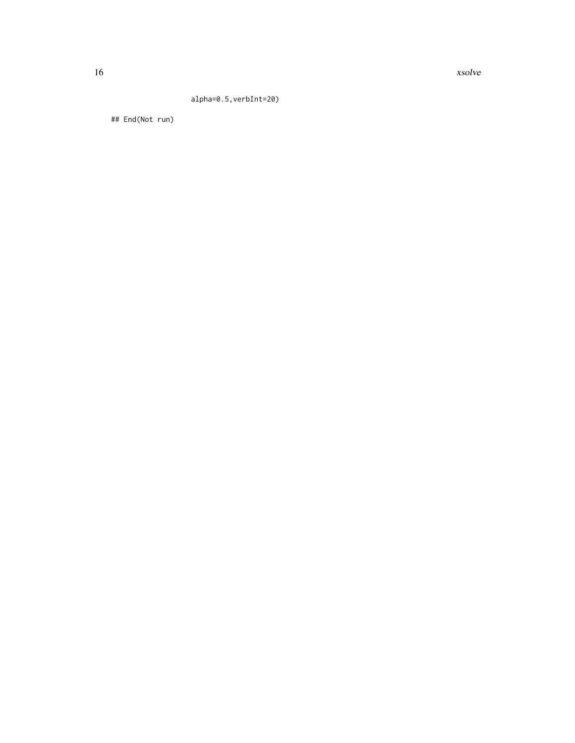```
                    alpha=0.5,verbInt=20)

## End(Not run)
```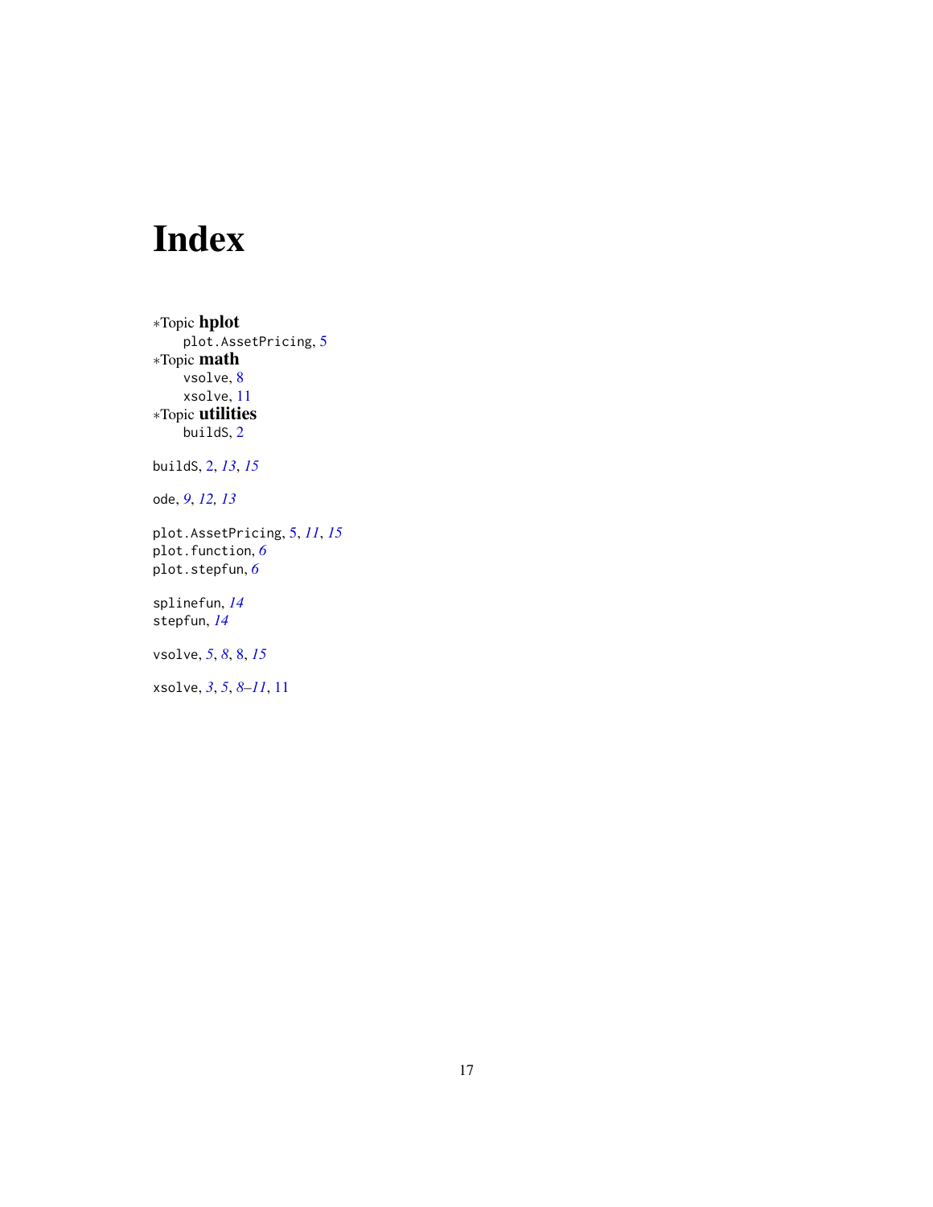# Index

∗Topic **hplot**
  plot.AssetPricing, 5
∗Topic **math**
  vsolve, 8
  xsolve, 11
∗Topic **utilities**
  buildS, 2

buildS, 2, *13*, *15*

ode, *9*, *12, 13*

plot.AssetPricing, 5, *11*, *15*
plot.function, *6*
plot.stepfun, *6*

splinefun, *14*
stepfun, *14*

vsolve, *5*, *8*, 8, *15*

xsolve, *3*, *5*, *8–11*, 11